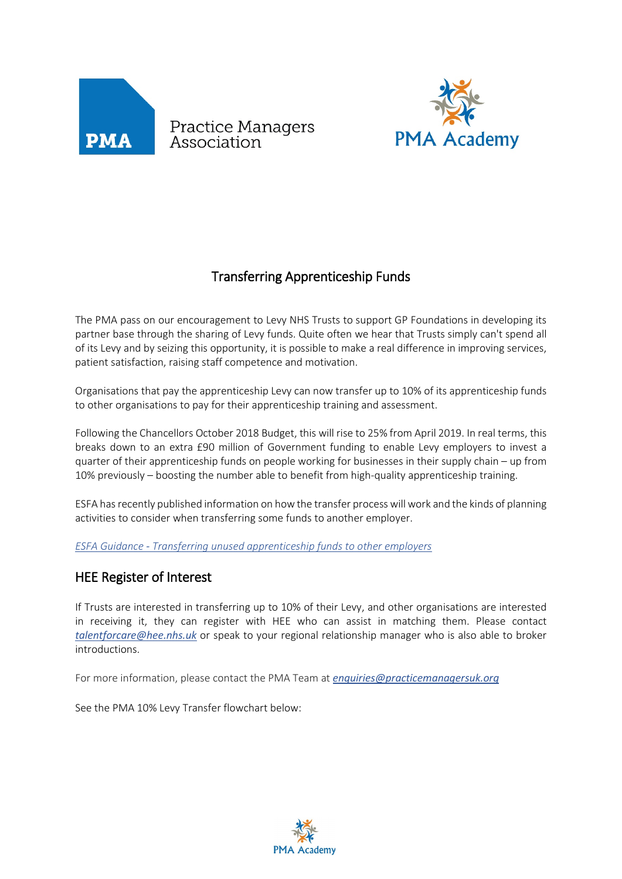# Transferring Apprenticeship Funds

The PMA pass on our encouragement to Levy NHS Trusts to support GP Foundations in developing its partner base through the sharing of Levy funds. Quite often we hear that Trusts simply can't spend all of its Levy and by seizing this opportunity, it is possible to make a real difference in improving services, patient satisfaction, raising staff competence and motivation.

Organisations that pay the apprenticeship Levy can now transfer up to 10% of its apprenticeship funds to other organisations to pay for their apprenticeship training and assessment.

Following the Chancellors October 2018 Budget, this will rise to 25% from April 2019. In real terms, this breaks down to an extra £90 million of Government funding to enable Levy employers to invest a quarter of their apprenticeship funds on people working for businesses in their supply chain – up from 10% previously – boosting the number able to benefit from high-quality apprenticeship training.

ESFA has recently published information on how the transfer process will work and the kinds of planning activities to consider when transferring some funds to another employer.

*ESFA Guidance - Transferring unused apprenticeship funds to other employers*

## HEE Register of Interest

If Trusts are interested in transferring up to 10% of their Levy, and other organisations are interested in receiving it, they can register with HEE who can assist in matching them. Please contact *talentforcare@hee.nhs.uk* or speak to your regional relationship manager who is also able to broker introductions.

For more information, please contact the PMA Team at ***enquiries@practicemanagersuk.org***

See the PMA 10% Levy Transfer flowchart below: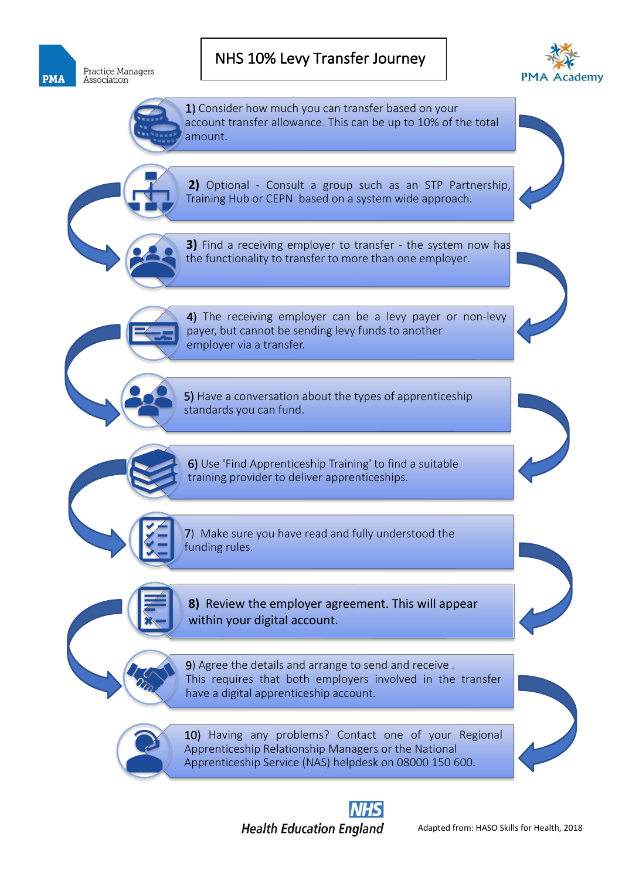Practice Managers Association

# NHS 10% Levy Transfer Journey

PMA Academy

1) Consider how much you can transfer based on your account transfer allowance. This can be up to 10% of the total amount.

**2)** Optional - Consult a group such as an STP Partnership, Training Hub or CEPN based on a system wide approach.

**3)** Find a receiving employer to transfer - the system now has the functionality to transfer to more than one employer.

4) The receiving employer can be a levy payer or non-levy payer, but cannot be sending levy funds to another employer via a transfer.

5) Have a conversation about the types of apprenticeship standards you can fund.

6) Use 'Find Apprenticeship Training' to find a suitable training provider to deliver apprenticeships.

7) Make sure you have read and fully understood the funding rules.

8) Review the employer agreement. This will appear within your digital account.

9) Agree the details and arrange to send and receive . This requires that both employers involved in the transfer have a digital apprenticeship account.

**10)** Having any problems? Contact one of your Regional Apprenticeship Relationship Managers or the National Apprenticeship Service (NAS) helpdesk on 08000 150 600.

NHS Health Education England

Adapted from: HASO Skills for Health, 2018